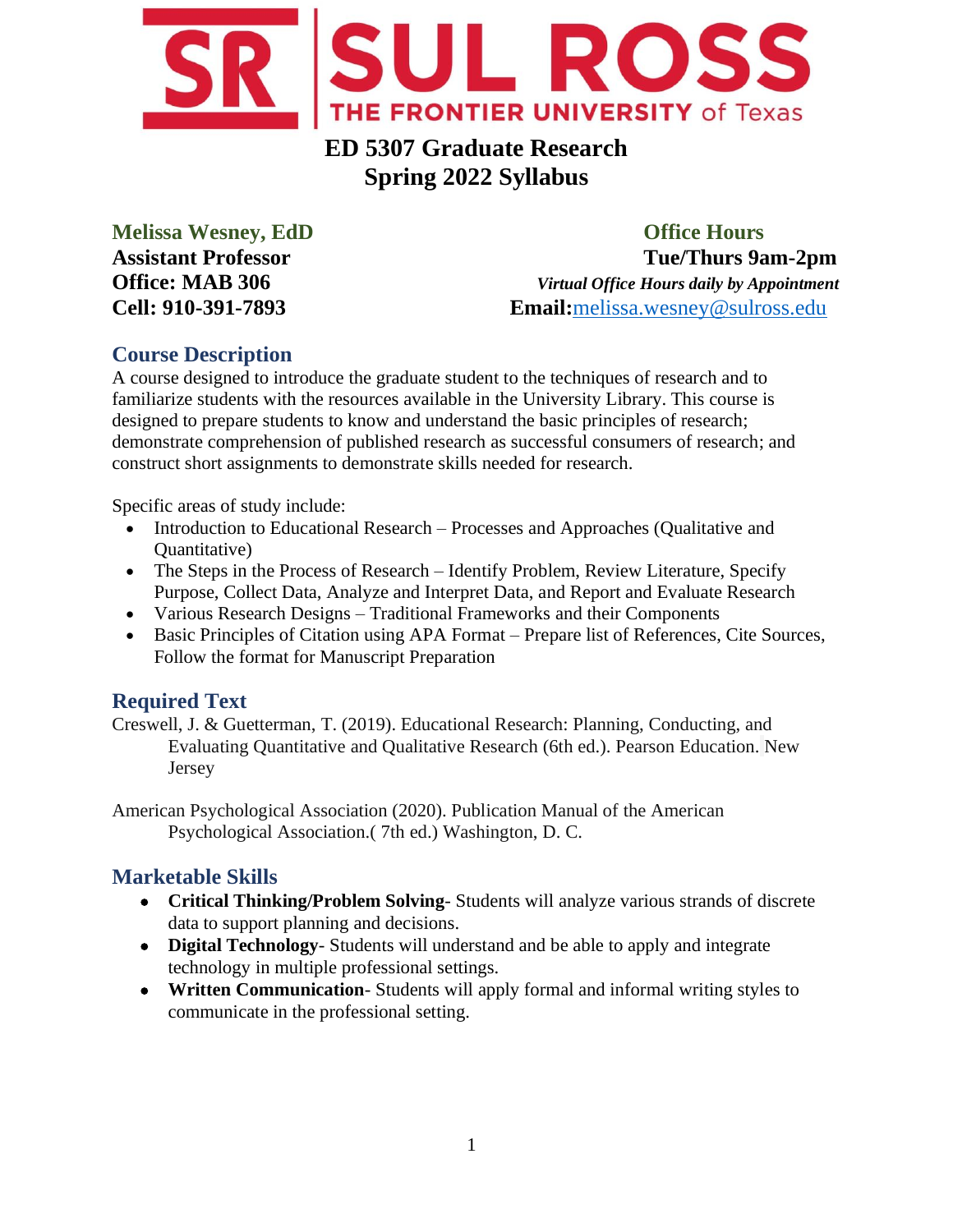# ED 5307 Graduate Research
# Spring 2022 Syllabus

**Melissa Wesney, EdD**
**Assistant Professor**
**Office: MAB 306**
**Cell: 910-391-7893**

**Office Hours**
**Tue/Thurs 9am-2pm**
***Virtual Office Hours daily by Appointment***
**Email:**melissa.wesney@sulross.edu

## Course Description

A course designed to introduce the graduate student to the techniques of research and to familiarize students with the resources available in the University Library. This course is designed to prepare students to know and understand the basic principles of research; demonstrate comprehension of published research as successful consumers of research; and construct short assignments to demonstrate skills needed for research.

Specific areas of study include:

- Introduction to Educational Research – Processes and Approaches (Qualitative and Quantitative)
- The Steps in the Process of Research – Identify Problem, Review Literature, Specify Purpose, Collect Data, Analyze and Interpret Data, and Report and Evaluate Research
- Various Research Designs – Traditional Frameworks and their Components
- Basic Principles of Citation using APA Format – Prepare list of References, Cite Sources, Follow the format for Manuscript Preparation

## Required Text

Creswell, J. & Guetterman, T. (2019). Educational Research: Planning, Conducting, and Evaluating Quantitative and Qualitative Research (6th ed.). Pearson Education. New Jersey

American Psychological Association (2020). Publication Manual of the American Psychological Association.( 7th ed.) Washington, D. C.

## Marketable Skills

- **Critical Thinking/Problem Solving**- Students will analyze various strands of discrete data to support planning and decisions.
- **Digital Technology**- Students will understand and be able to apply and integrate technology in multiple professional settings.
- **Written Communication**- Students will apply formal and informal writing styles to communicate in the professional setting.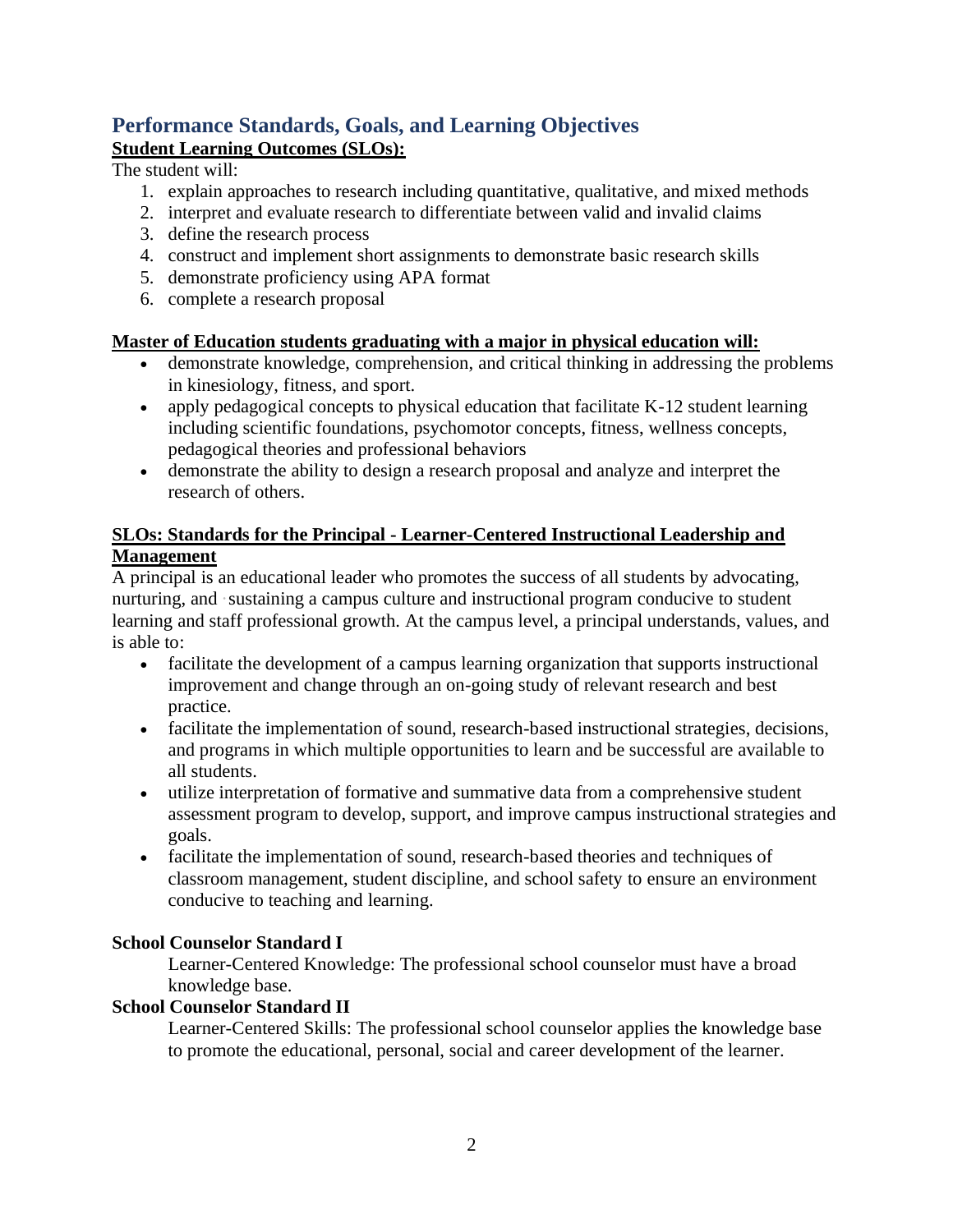## Performance Standards, Goals, and Learning Objectives

**Student Learning Outcomes (SLOs):**

The student will:

1. explain approaches to research including quantitative, qualitative, and mixed methods
2. interpret and evaluate research to differentiate between valid and invalid claims
3. define the research process
4. construct and implement short assignments to demonstrate basic research skills
5. demonstrate proficiency using APA format
6. complete a research proposal

**Master of Education students graduating with a major in physical education will:**

- demonstrate knowledge, comprehension, and critical thinking in addressing the problems in kinesiology, fitness, and sport.
- apply pedagogical concepts to physical education that facilitate K-12 student learning including scientific foundations, psychomotor concepts, fitness, wellness concepts, pedagogical theories and professional behaviors
- demonstrate the ability to design a research proposal and analyze and interpret the research of others.

**SLOs: Standards for the Principal - Learner-Centered Instructional Leadership and Management**

A principal is an educational leader who promotes the success of all students by advocating, nurturing, and sustaining a campus culture and instructional program conducive to student learning and staff professional growth. At the campus level, a principal understands, values, and is able to:

- facilitate the development of a campus learning organization that supports instructional improvement and change through an on-going study of relevant research and best practice.
- facilitate the implementation of sound, research-based instructional strategies, decisions, and programs in which multiple opportunities to learn and be successful are available to all students.
- utilize interpretation of formative and summative data from a comprehensive student assessment program to develop, support, and improve campus instructional strategies and goals.
- facilitate the implementation of sound, research-based theories and techniques of classroom management, student discipline, and school safety to ensure an environment conducive to teaching and learning.

**School Counselor Standard I**

Learner-Centered Knowledge: The professional school counselor must have a broad knowledge base.

**School Counselor Standard II**

Learner-Centered Skills: The professional school counselor applies the knowledge base to promote the educational, personal, social and career development of the learner.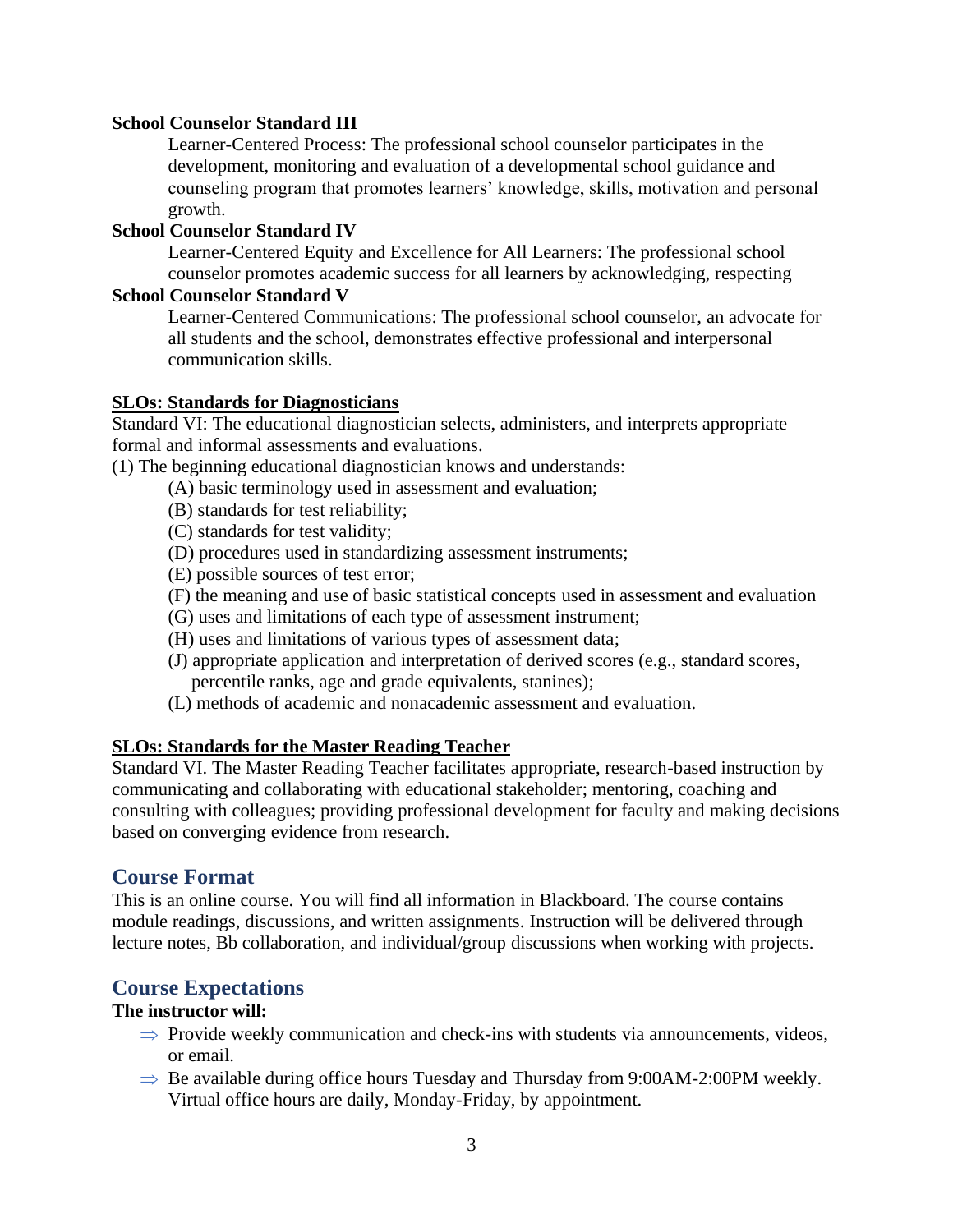**School Counselor Standard III**

Learner-Centered Process: The professional school counselor participates in the development, monitoring and evaluation of a developmental school guidance and counseling program that promotes learners' knowledge, skills, motivation and personal growth.

**School Counselor Standard IV**

Learner-Centered Equity and Excellence for All Learners: The professional school counselor promotes academic success for all learners by acknowledging, respecting

**School Counselor Standard V**

Learner-Centered Communications: The professional school counselor, an advocate for all students and the school, demonstrates effective professional and interpersonal communication skills.

**SLOs: Standards for Diagnosticians**

Standard VI: The educational diagnostician selects, administers, and interprets appropriate formal and informal assessments and evaluations.

(1) The beginning educational diagnostician knows and understands:

- (A) basic terminology used in assessment and evaluation;
- (B) standards for test reliability;
- (C) standards for test validity;
- (D) procedures used in standardizing assessment instruments;
- (E) possible sources of test error;
- (F) the meaning and use of basic statistical concepts used in assessment and evaluation
- (G) uses and limitations of each type of assessment instrument;
- (H) uses and limitations of various types of assessment data;
- (J) appropriate application and interpretation of derived scores (e.g., standard scores, percentile ranks, age and grade equivalents, stanines);
- (L) methods of academic and nonacademic assessment and evaluation.

**SLOs: Standards for the Master Reading Teacher**

Standard VI. The Master Reading Teacher facilitates appropriate, research-based instruction by communicating and collaborating with educational stakeholder; mentoring, coaching and consulting with colleagues; providing professional development for faculty and making decisions based on converging evidence from research.

## Course Format

This is an online course. You will find all information in Blackboard. The course contains module readings, discussions, and written assignments. Instruction will be delivered through lecture notes, Bb collaboration, and individual/group discussions when working with projects.

## Course Expectations

**The instructor will:**

- ⇒ Provide weekly communication and check-ins with students via announcements, videos, or email.
- ⇒ Be available during office hours Tuesday and Thursday from 9:00AM-2:00PM weekly. Virtual office hours are daily, Monday-Friday, by appointment.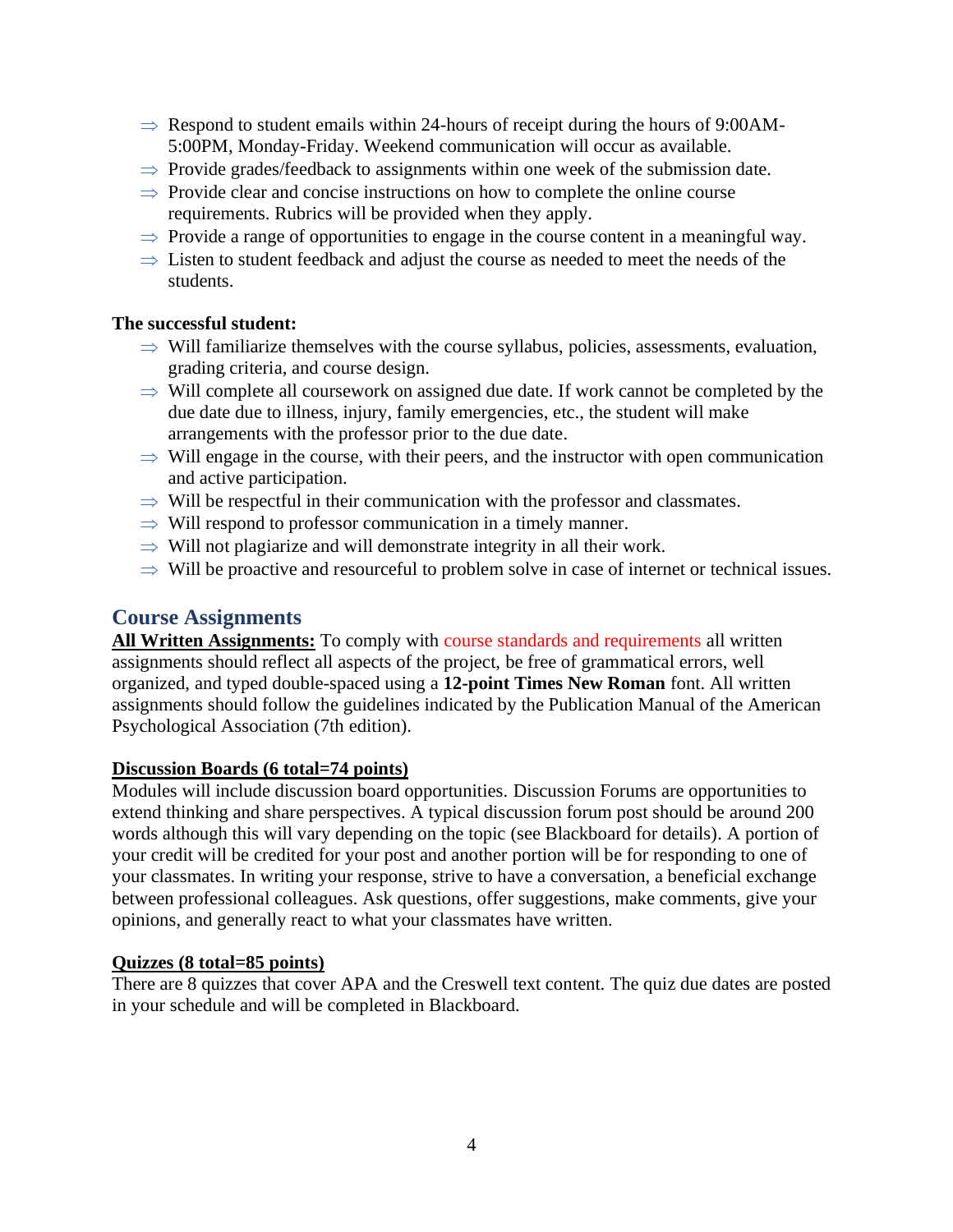- ⇒ Respond to student emails within 24-hours of receipt during the hours of 9:00AM-5:00PM, Monday-Friday. Weekend communication will occur as available.
- ⇒ Provide grades/feedback to assignments within one week of the submission date.
- ⇒ Provide clear and concise instructions on how to complete the online course requirements. Rubrics will be provided when they apply.
- ⇒ Provide a range of opportunities to engage in the course content in a meaningful way.
- ⇒ Listen to student feedback and adjust the course as needed to meet the needs of the students.

**The successful student:**

- ⇒ Will familiarize themselves with the course syllabus, policies, assessments, evaluation, grading criteria, and course design.
- ⇒ Will complete all coursework on assigned due date. If work cannot be completed by the due date due to illness, injury, family emergencies, etc., the student will make arrangements with the professor prior to the due date.
- ⇒ Will engage in the course, with their peers, and the instructor with open communication and active participation.
- ⇒ Will be respectful in their communication with the professor and classmates.
- ⇒ Will respond to professor communication in a timely manner.
- ⇒ Will not plagiarize and will demonstrate integrity in all their work.
- ⇒ Will be proactive and resourceful to problem solve in case of internet or technical issues.

## Course Assignments

**All Written Assignments:** To comply with course standards and requirements all written assignments should reflect all aspects of the project, be free of grammatical errors, well organized, and typed double-spaced using a **12-point Times New Roman** font. All written assignments should follow the guidelines indicated by the Publication Manual of the American Psychological Association (7th edition).

**Discussion Boards (6 total=74 points)**

Modules will include discussion board opportunities. Discussion Forums are opportunities to extend thinking and share perspectives. A typical discussion forum post should be around 200 words although this will vary depending on the topic (see Blackboard for details). A portion of your credit will be credited for your post and another portion will be for responding to one of your classmates. In writing your response, strive to have a conversation, a beneficial exchange between professional colleagues. Ask questions, offer suggestions, make comments, give your opinions, and generally react to what your classmates have written.

**Quizzes (8 total=85 points)**

There are 8 quizzes that cover APA and the Creswell text content. The quiz due dates are posted in your schedule and will be completed in Blackboard.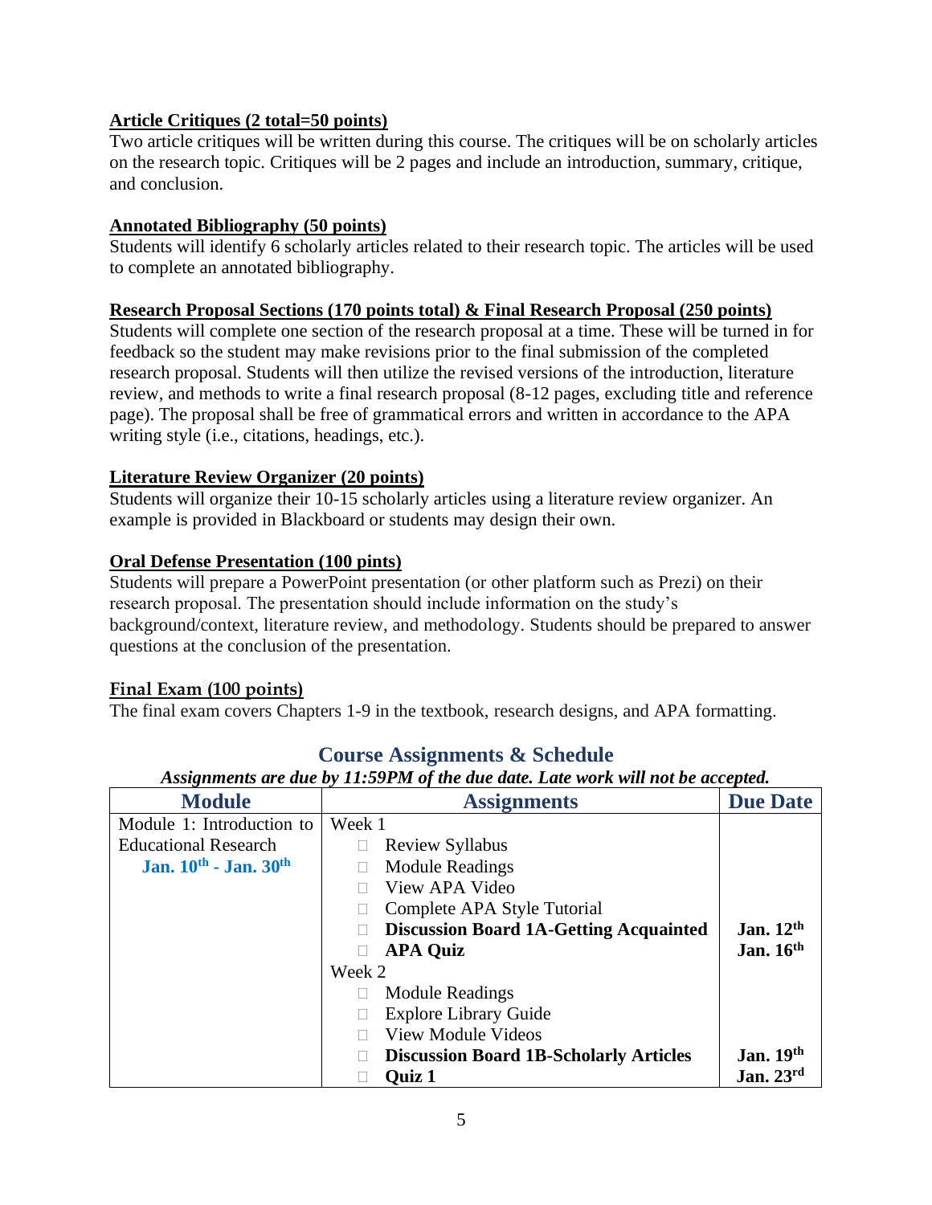**Article Critiques (2 total=50 points)**

Two article critiques will be written during this course. The critiques will be on scholarly articles on the research topic. Critiques will be 2 pages and include an introduction, summary, critique, and conclusion.

**Annotated Bibliography (50 points)**

Students will identify 6 scholarly articles related to their research topic. The articles will be used to complete an annotated bibliography.

**Research Proposal Sections (170 points total) & Final Research Proposal (250 points)**

Students will complete one section of the research proposal at a time. These will be turned in for feedback so the student may make revisions prior to the final submission of the completed research proposal. Students will then utilize the revised versions of the introduction, literature review, and methods to write a final research proposal (8-12 pages, excluding title and reference page). The proposal shall be free of grammatical errors and written in accordance to the APA writing style (i.e., citations, headings, etc.).

**Literature Review Organizer (20 points)**

Students will organize their 10-15 scholarly articles using a literature review organizer. An example is provided in Blackboard or students may design their own.

**Oral Defense Presentation (100 pints)**

Students will prepare a PowerPoint presentation (or other platform such as Prezi) on their research proposal. The presentation should include information on the study's background/context, literature review, and methodology. Students should be prepared to answer questions at the conclusion of the presentation.

**Final Exam (100 points)**

The final exam covers Chapters 1-9 in the textbook, research designs, and APA formatting.

## Course Assignments & Schedule

***Assignments are due by 11:59PM of the due date. Late work will not be accepted.***

| Module | Assignments | Due Date |
|---|---|---|
| Module 1: Introduction to Educational Research<br>**Jan. 10th - Jan. 30th** | Week 1<br>☐ Review Syllabus<br>☐ Module Readings<br>☐ View APA Video<br>☐ Complete APA Style Tutorial<br>☐ **Discussion Board 1A-Getting Acquainted**<br>☐ **APA Quiz** | <br><br><br><br><br>**Jan. 12th**<br>**Jan. 16th** |
| | Week 2<br>☐ Module Readings<br>☐ Explore Library Guide<br>☐ View Module Videos<br>☐ **Discussion Board 1B-Scholarly Articles**<br>☐ **Quiz 1** | <br><br><br><br>**Jan. 19th**<br>**Jan. 23rd** |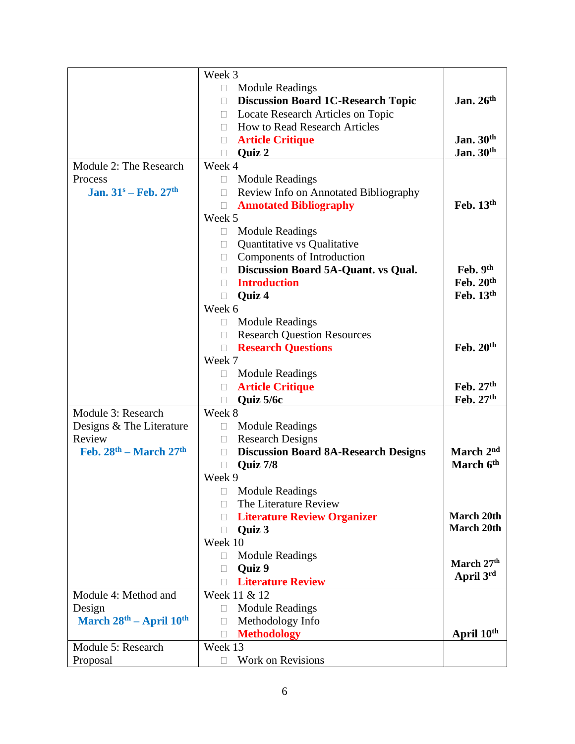| | | |
|---|---|---|
| | Week 3<br>☐ Module Readings<br>☐ **Discussion Board 1C-Research Topic**<br>☐ Locate Research Articles on Topic<br>☐ How to Read Research Articles<br>☐ **Article Critique**<br>☐ **Quiz 2** | <br><br>**Jan. 26th**<br><br><br>**Jan. 30th**<br>**Jan. 30th** |
| Module 2: The Research Process<br>**Jan. 31s – Feb. 27th** | Week 4<br>☐ Module Readings<br>☐ Review Info on Annotated Bibliography<br>☐ **Annotated Bibliography**<br>Week 5<br>☐ Module Readings<br>☐ Quantitative vs Qualitative<br>☐ Components of Introduction<br>☐ **Discussion Board 5A-Quant. vs Qual.**<br>☐ **Introduction**<br>☐ **Quiz 4**<br>Week 6<br>☐ Module Readings<br>☐ Research Question Resources<br>☐ **Research Questions**<br>Week 7<br>☐ Module Readings<br>☐ **Article Critique**<br>☐ **Quiz 5/6c** | <br><br><br>**Feb. 13th**<br><br><br><br><br>**Feb. 9th**<br>**Feb. 20th**<br>**Feb. 13th**<br><br><br><br>**Feb. 20th**<br><br><br>**Feb. 27th**<br>**Feb. 27th** |
| Module 3: Research Designs & The Literature Review<br>**Feb. 28th – March 27th** | Week 8<br>☐ Module Readings<br>☐ Research Designs<br>☐ **Discussion Board 8A-Research Designs**<br>☐ **Quiz 7/8**<br>Week 9<br>☐ Module Readings<br>☐ The Literature Review<br>☐ **Literature Review Organizer**<br>☐ **Quiz 3**<br>Week 10<br>☐ Module Readings<br>☐ **Quiz 9**<br>☐ **Literature Review** | <br><br><br>**March 2nd**<br>**March 6th**<br><br><br><br>**March 20th**<br>**March 20th**<br><br><br>**March 27th**<br>**April 3rd** |
| Module 4: Method and Design<br>**March 28th – April 10th** | Week 11 & 12<br>☐ Module Readings<br>☐ Methodology Info<br>☐ **Methodology** | <br><br><br>**April 10th** |
| Module 5: Research Proposal | Week 13<br>☐ Work on Revisions | |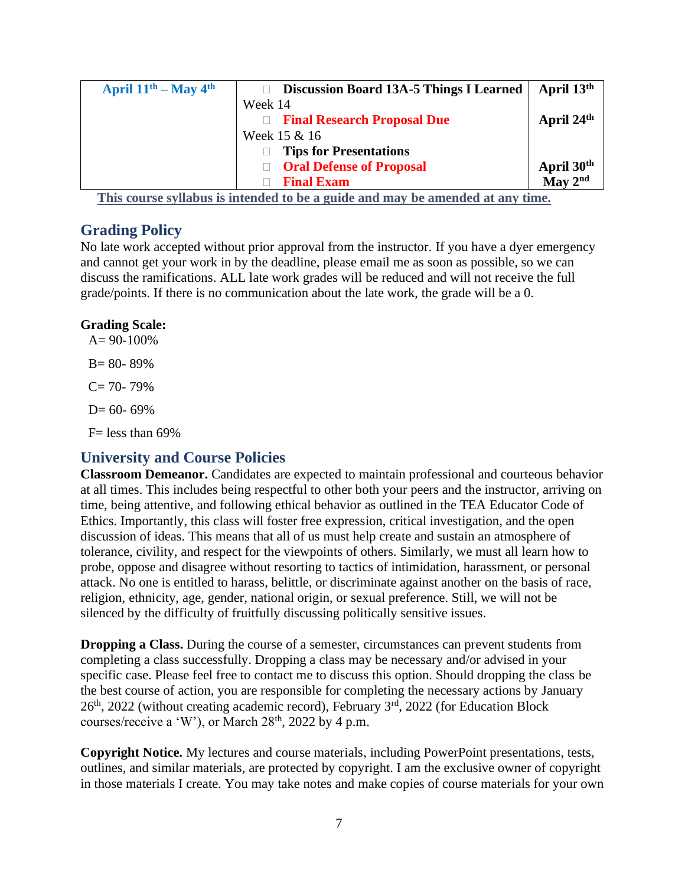| April 11th – May 4th | ☐ **Discussion Board 13A-5 Things I Learned**<br>Week 14<br>☐ **Final Research Proposal Due**<br>Week 15 & 16<br>☐ **Tips for Presentations**<br>☐ **Oral Defense of Proposal**<br>☐ **Final Exam** | **April 13th**<br><br>**April 24th**<br><br><br>**April 30th**<br>**May 2nd** |
|---|---|---|

**This course syllabus is intended to be a guide and may be amended at any time.**

## Grading Policy

No late work accepted without prior approval from the instructor. If you have a dyer emergency and cannot get your work in by the deadline, please email me as soon as possible, so we can discuss the ramifications. ALL late work grades will be reduced and will not receive the full grade/points. If there is no communication about the late work, the grade will be a 0.

**Grading Scale:**

A= 90-100%

B= 80- 89%

C= 70- 79%

D= 60- 69%

F= less than 69%

## University and Course Policies

**Classroom Demeanor.** Candidates are expected to maintain professional and courteous behavior at all times. This includes being respectful to other both your peers and the instructor, arriving on time, being attentive, and following ethical behavior as outlined in the TEA Educator Code of Ethics. Importantly, this class will foster free expression, critical investigation, and the open discussion of ideas. This means that all of us must help create and sustain an atmosphere of tolerance, civility, and respect for the viewpoints of others. Similarly, we must all learn how to probe, oppose and disagree without resorting to tactics of intimidation, harassment, or personal attack. No one is entitled to harass, belittle, or discriminate against another on the basis of race, religion, ethnicity, age, gender, national origin, or sexual preference. Still, we will not be silenced by the difficulty of fruitfully discussing politically sensitive issues.

**Dropping a Class.** During the course of a semester, circumstances can prevent students from completing a class successfully. Dropping a class may be necessary and/or advised in your specific case. Please feel free to contact me to discuss this option. Should dropping the class be the best course of action, you are responsible for completing the necessary actions by January 26th, 2022 (without creating academic record), February 3rd, 2022 (for Education Block courses/receive a 'W'), or March 28th, 2022 by 4 p.m.

**Copyright Notice.** My lectures and course materials, including PowerPoint presentations, tests, outlines, and similar materials, are protected by copyright. I am the exclusive owner of copyright in those materials I create. You may take notes and make copies of course materials for your own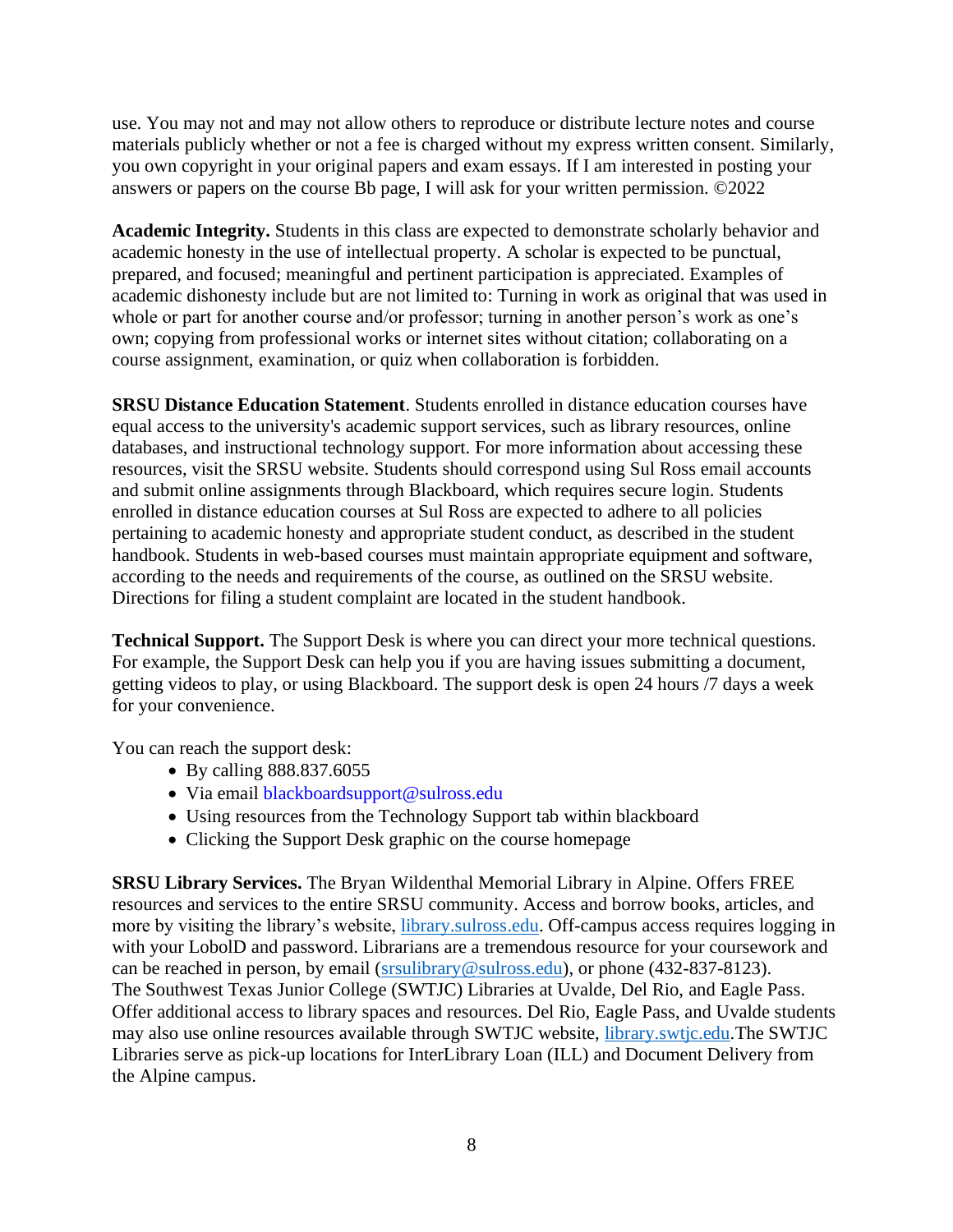use. You may not and may not allow others to reproduce or distribute lecture notes and course materials publicly whether or not a fee is charged without my express written consent. Similarly, you own copyright in your original papers and exam essays. If I am interested in posting your answers or papers on the course Bb page, I will ask for your written permission. ©2022

**Academic Integrity.** Students in this class are expected to demonstrate scholarly behavior and academic honesty in the use of intellectual property. A scholar is expected to be punctual, prepared, and focused; meaningful and pertinent participation is appreciated. Examples of academic dishonesty include but are not limited to: Turning in work as original that was used in whole or part for another course and/or professor; turning in another person's work as one's own; copying from professional works or internet sites without citation; collaborating on a course assignment, examination, or quiz when collaboration is forbidden.

**SRSU Distance Education Statement**. Students enrolled in distance education courses have equal access to the university's academic support services, such as library resources, online databases, and instructional technology support. For more information about accessing these resources, visit the SRSU website. Students should correspond using Sul Ross email accounts and submit online assignments through Blackboard, which requires secure login. Students enrolled in distance education courses at Sul Ross are expected to adhere to all policies pertaining to academic honesty and appropriate student conduct, as described in the student handbook. Students in web-based courses must maintain appropriate equipment and software, according to the needs and requirements of the course, as outlined on the SRSU website. Directions for filing a student complaint are located in the student handbook.

**Technical Support.** The Support Desk is where you can direct your more technical questions. For example, the Support Desk can help you if you are having issues submitting a document, getting videos to play, or using Blackboard. The support desk is open 24 hours /7 days a week for your convenience.

You can reach the support desk:

- By calling 888.837.6055
- Via email blackboardsupport@sulross.edu
- Using resources from the Technology Support tab within blackboard
- Clicking the Support Desk graphic on the course homepage

**SRSU Library Services.** The Bryan Wildenthal Memorial Library in Alpine. Offers FREE resources and services to the entire SRSU community. Access and borrow books, articles, and more by visiting the library's website, library.sulross.edu. Off-campus access requires logging in with your LobolD and password. Librarians are a tremendous resource for your coursework and can be reached in person, by email (srsulibrary@sulross.edu), or phone (432-837-8123). The Southwest Texas Junior College (SWTJC) Libraries at Uvalde, Del Rio, and Eagle Pass. Offer additional access to library spaces and resources. Del Rio, Eagle Pass, and Uvalde students may also use online resources available through SWTJC website, library.swtjc.edu.The SWTJC Libraries serve as pick-up locations for InterLibrary Loan (ILL) and Document Delivery from the Alpine campus.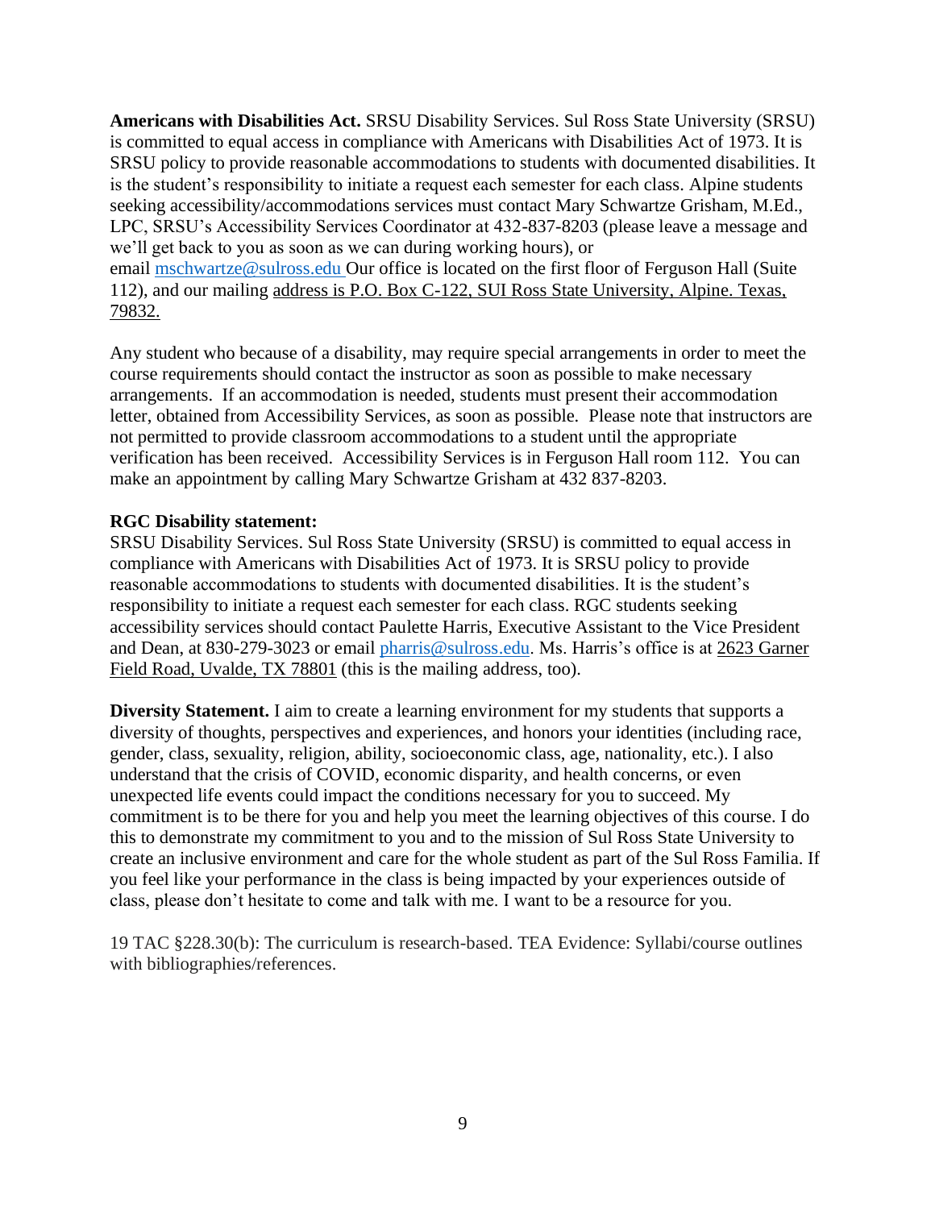**Americans with Disabilities Act.** SRSU Disability Services. Sul Ross State University (SRSU) is committed to equal access in compliance with Americans with Disabilities Act of 1973. It is SRSU policy to provide reasonable accommodations to students with documented disabilities. It is the student's responsibility to initiate a request each semester for each class. Alpine students seeking accessibility/accommodations services must contact Mary Schwartze Grisham, M.Ed., LPC, SRSU's Accessibility Services Coordinator at 432-837-8203 (please leave a message and we'll get back to you as soon as we can during working hours), or email mschwartze@sulross.edu Our office is located on the first floor of Ferguson Hall (Suite 112), and our mailing address is P.O. Box C-122, SUI Ross State University, Alpine. Texas, 79832.

Any student who because of a disability, may require special arrangements in order to meet the course requirements should contact the instructor as soon as possible to make necessary arrangements. If an accommodation is needed, students must present their accommodation letter, obtained from Accessibility Services, as soon as possible. Please note that instructors are not permitted to provide classroom accommodations to a student until the appropriate verification has been received. Accessibility Services is in Ferguson Hall room 112. You can make an appointment by calling Mary Schwartze Grisham at 432 837-8203.

**RGC Disability statement:**
SRSU Disability Services. Sul Ross State University (SRSU) is committed to equal access in compliance with Americans with Disabilities Act of 1973. It is SRSU policy to provide reasonable accommodations to students with documented disabilities. It is the student's responsibility to initiate a request each semester for each class. RGC students seeking accessibility services should contact Paulette Harris, Executive Assistant to the Vice President and Dean, at 830-279-3023 or email pharris@sulross.edu. Ms. Harris's office is at 2623 Garner Field Road, Uvalde, TX 78801 (this is the mailing address, too).

**Diversity Statement.** I aim to create a learning environment for my students that supports a diversity of thoughts, perspectives and experiences, and honors your identities (including race, gender, class, sexuality, religion, ability, socioeconomic class, age, nationality, etc.). I also understand that the crisis of COVID, economic disparity, and health concerns, or even unexpected life events could impact the conditions necessary for you to succeed. My commitment is to be there for you and help you meet the learning objectives of this course. I do this to demonstrate my commitment to you and to the mission of Sul Ross State University to create an inclusive environment and care for the whole student as part of the Sul Ross Familia. If you feel like your performance in the class is being impacted by your experiences outside of class, please don't hesitate to come and talk with me. I want to be a resource for you.

19 TAC §228.30(b): The curriculum is research-based. TEA Evidence: Syllabi/course outlines with bibliographies/references.